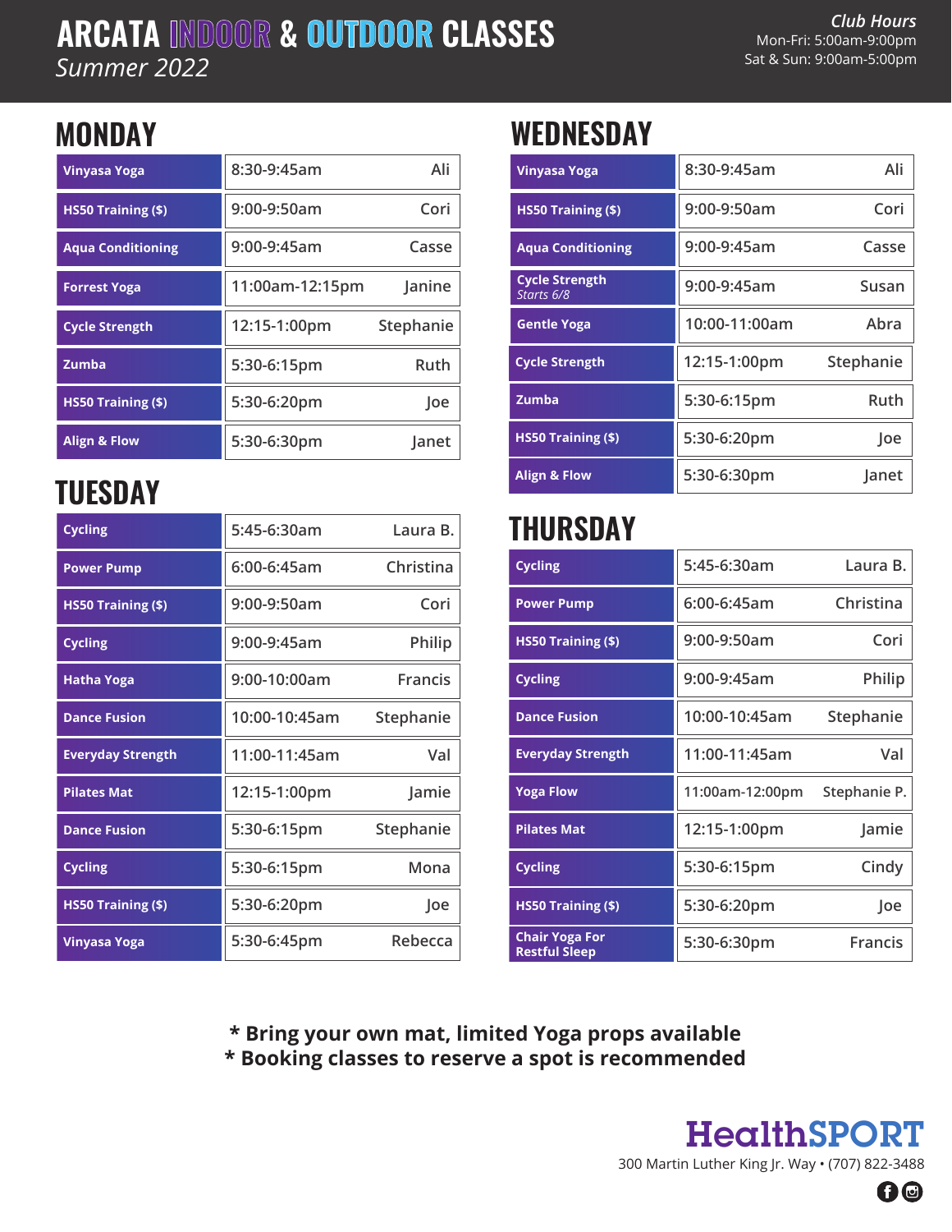# ARCATA INDOOR & OUTDOOR CLASSES

*Summer 2022*

*Club Hours*
Mon-Fri: 5:00am-9:00pm
Sat & Sun: 9:00am-5:00pm

## MONDAY

| Class | Time | Instructor |
|---|---|---|
| Vinyasa Yoga | 8:30-9:45am | Ali |
| HS50 Training ($) | 9:00-9:50am | Cori |
| Aqua Conditioning | 9:00-9:45am | Casse |
| Forrest Yoga | 11:00am-12:15pm | Janine |
| Cycle Strength | 12:15-1:00pm | Stephanie |
| Zumba | 5:30-6:15pm | Ruth |
| HS50 Training ($) | 5:30-6:20pm | Joe |
| Align & Flow | 5:30-6:30pm | Janet |

## TUESDAY

| Class | Time | Instructor |
|---|---|---|
| Cycling | 5:45-6:30am | Laura B. |
| Power Pump | 6:00-6:45am | Christina |
| HS50 Training ($) | 9:00-9:50am | Cori |
| Cycling | 9:00-9:45am | Philip |
| Hatha Yoga | 9:00-10:00am | Francis |
| Dance Fusion | 10:00-10:45am | Stephanie |
| Everyday Strength | 11:00-11:45am | Val |
| Pilates Mat | 12:15-1:00pm | Jamie |
| Dance Fusion | 5:30-6:15pm | Stephanie |
| Cycling | 5:30-6:15pm | Mona |
| HS50 Training ($) | 5:30-6:20pm | Joe |
| Vinyasa Yoga | 5:30-6:45pm | Rebecca |

## WEDNESDAY

| Class | Time | Instructor |
|---|---|---|
| Vinyasa Yoga | 8:30-9:45am | Ali |
| HS50 Training ($) | 9:00-9:50am | Cori |
| Aqua Conditioning | 9:00-9:45am | Casse |
| Cycle Strength *Starts 6/8* | 9:00-9:45am | Susan |
| Gentle Yoga | 10:00-11:00am | Abra |
| Cycle Strength | 12:15-1:00pm | Stephanie |
| Zumba | 5:30-6:15pm | Ruth |
| HS50 Training ($) | 5:30-6:20pm | Joe |
| Align & Flow | 5:30-6:30pm | Janet |

## THURSDAY

| Class | Time | Instructor |
|---|---|---|
| Cycling | 5:45-6:30am | Laura B. |
| Power Pump | 6:00-6:45am | Christina |
| HS50 Training ($) | 9:00-9:50am | Cori |
| Cycling | 9:00-9:45am | Philip |
| Dance Fusion | 10:00-10:45am | Stephanie |
| Everyday Strength | 11:00-11:45am | Val |
| Yoga Flow | 11:00am-12:00pm | Stephanie P. |
| Pilates Mat | 12:15-1:00pm | Jamie |
| Cycling | 5:30-6:15pm | Cindy |
| HS50 Training ($) | 5:30-6:20pm | Joe |
| Chair Yoga For Restful Sleep | 5:30-6:30pm | Francis |

**\* Bring your own mat, limited Yoga props available**
**\* Booking classes to reserve a spot is recommended**

**HealthSPORT**
300 Martin Luther King Jr. Way • (707) 822-3488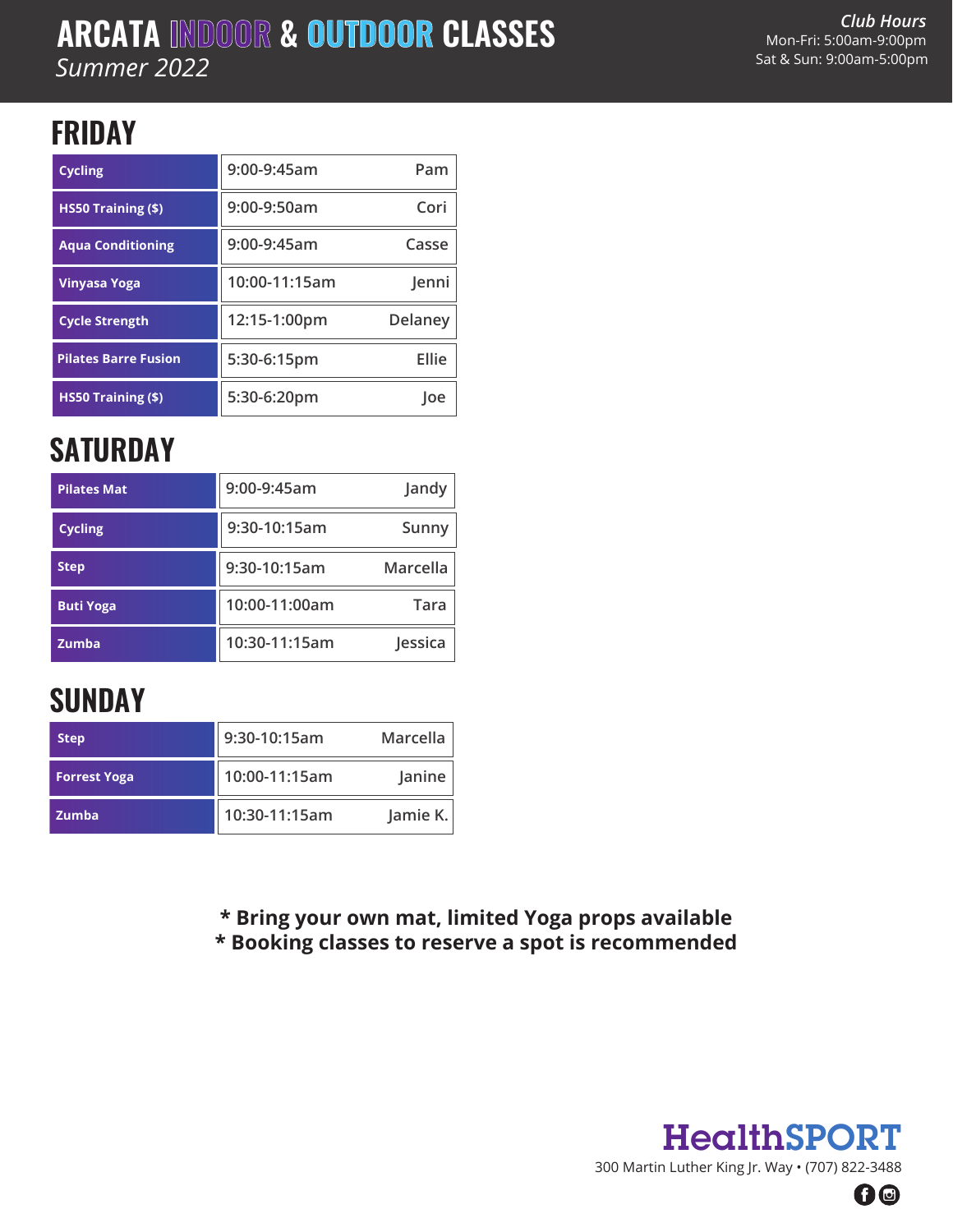# ARCATA INDOOR & OUTDOOR CLASSES

*Summer 2022*

***Club Hours***
Mon-Fri: 5:00am-9:00pm
Sat & Sun: 9:00am-5:00pm

## FRIDAY

| | | |
|---|---|---|
| **Cycling** | 9:00-9:45am | Pam |
| **HS50 Training ($)** | 9:00-9:50am | Cori |
| **Aqua Conditioning** | 9:00-9:45am | Casse |
| **Vinyasa Yoga** | 10:00-11:15am | Jenni |
| **Cycle Strength** | 12:15-1:00pm | Delaney |
| **Pilates Barre Fusion** | 5:30-6:15pm | Ellie |
| **HS50 Training ($)** | 5:30-6:20pm | Joe |

## SATURDAY

| | | |
|---|---|---|
| **Pilates Mat** | 9:00-9:45am | Jandy |
| **Cycling** | 9:30-10:15am | Sunny |
| **Step** | 9:30-10:15am | Marcella |
| **Buti Yoga** | 10:00-11:00am | Tara |
| **Zumba** | 10:30-11:15am | Jessica |

## SUNDAY

| | | |
|---|---|---|
| **Step** | 9:30-10:15am | Marcella |
| **Forrest Yoga** | 10:00-11:15am | Janine |
| **Zumba** | 10:30-11:15am | Jamie K. |

**\* Bring your own mat, limited Yoga props available**
**\* Booking classes to reserve a spot is recommended**

**HealthSPORT**
300 Martin Luther King Jr. Way • (707) 822-3488